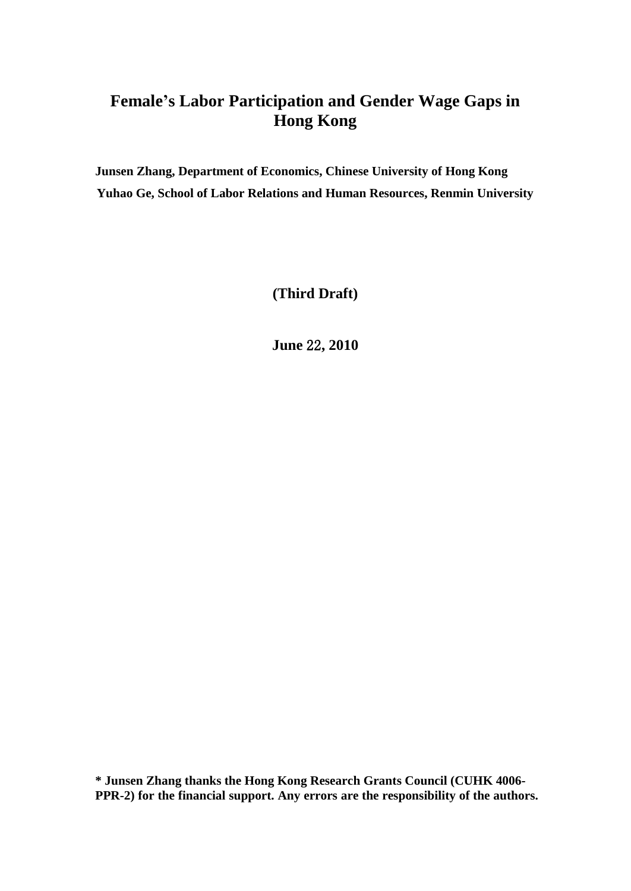# Female's Labor Participation and Gender Wage Gaps in Hong Kong

**Junsen Zhang, Department of Economics, Chinese University of Hong Kong**

**Yuhao Ge, School of Labor Relations and Human Resources, Renmin University**

**(Third Draft)**

**June 22, 2010**

**\* Junsen Zhang thanks the Hong Kong Research Grants Council (CUHK 4006-PPR-2) for the financial support. Any errors are the responsibility of the authors.**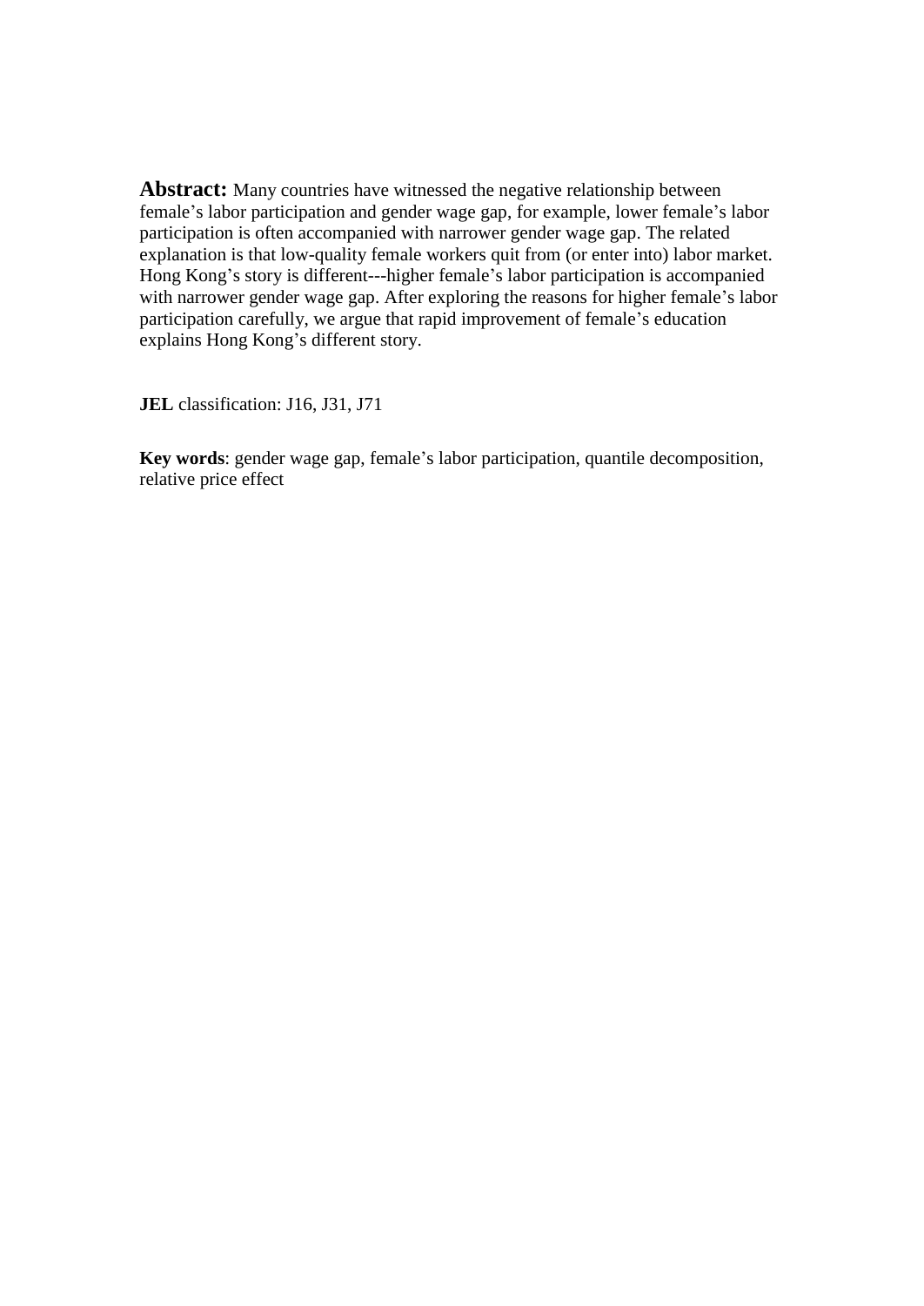**Abstract:** Many countries have witnessed the negative relationship between female's labor participation and gender wage gap, for example, lower female's labor participation is often accompanied with narrower gender wage gap. The related explanation is that low-quality female workers quit from (or enter into) labor market. Hong Kong's story is different---higher female's labor participation is accompanied with narrower gender wage gap. After exploring the reasons for higher female's labor participation carefully, we argue that rapid improvement of female's education explains Hong Kong's different story.

**JEL** classification: J16, J31, J71

**Key words**: gender wage gap, female's labor participation, quantile decomposition, relative price effect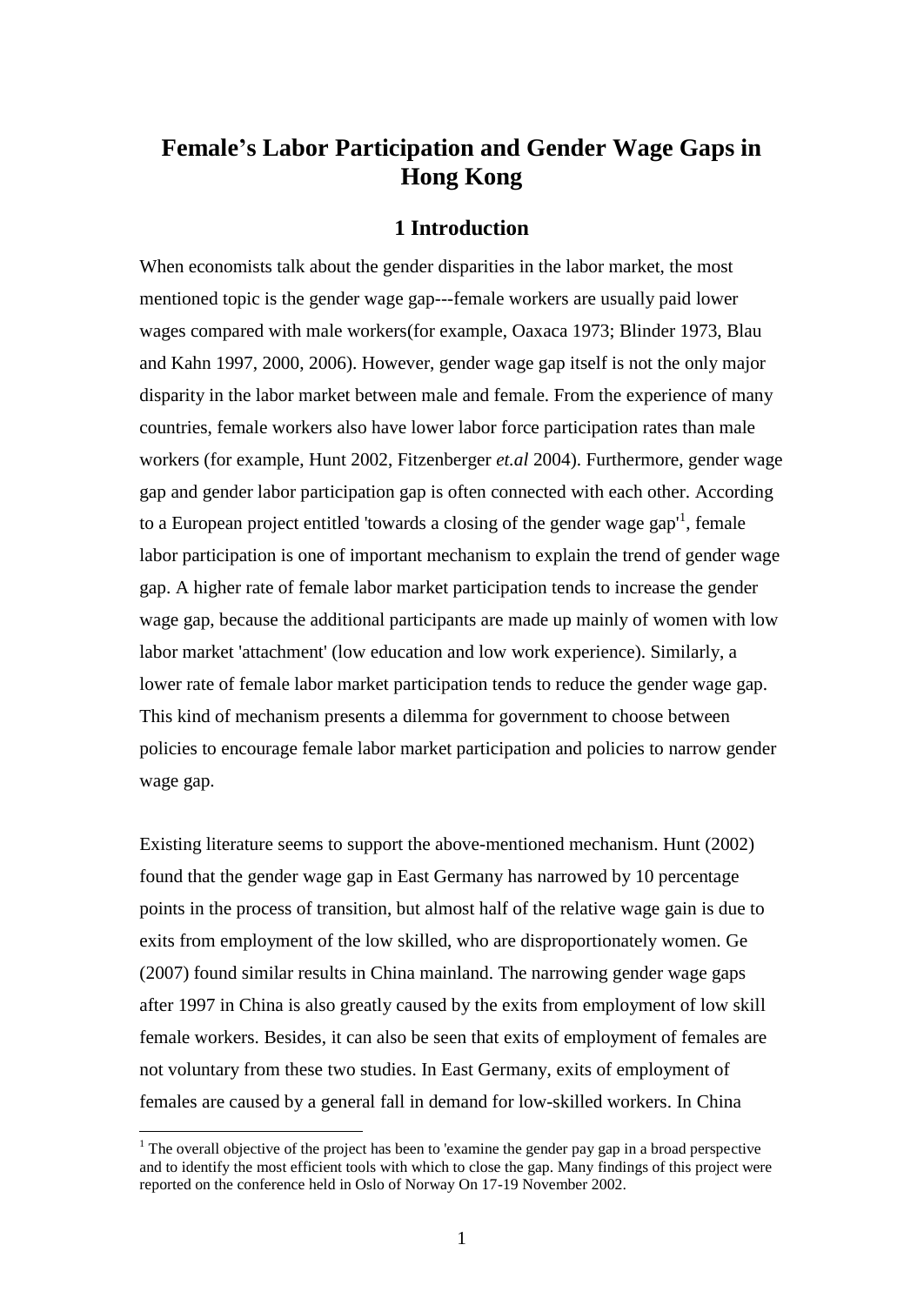# Female's Labor Participation and Gender Wage Gaps in Hong Kong

## 1 Introduction

When economists talk about the gender disparities in the labor market, the most mentioned topic is the gender wage gap---female workers are usually paid lower wages compared with male workers(for example, Oaxaca 1973; Blinder 1973, Blau and Kahn 1997, 2000, 2006). However, gender wage gap itself is not the only major disparity in the labor market between male and female. From the experience of many countries, female workers also have lower labor force participation rates than male workers (for example, Hunt 2002, Fitzenberger *et.al* 2004). Furthermore, gender wage gap and gender labor participation gap is often connected with each other. According to a European project entitled 'towards a closing of the gender wage gap'[1], female labor participation is one of important mechanism to explain the trend of gender wage gap. A higher rate of female labor market participation tends to increase the gender wage gap, because the additional participants are made up mainly of women with low labor market 'attachment' (low education and low work experience). Similarly, a lower rate of female labor market participation tends to reduce the gender wage gap. This kind of mechanism presents a dilemma for government to choose between policies to encourage female labor market participation and policies to narrow gender wage gap.

Existing literature seems to support the above-mentioned mechanism. Hunt (2002) found that the gender wage gap in East Germany has narrowed by 10 percentage points in the process of transition, but almost half of the relative wage gain is due to exits from employment of the low skilled, who are disproportionately women. Ge (2007) found similar results in China mainland. The narrowing gender wage gaps after 1997 in China is also greatly caused by the exits from employment of low skill female workers. Besides, it can also be seen that exits of employment of females are not voluntary from these two studies. In East Germany, exits of employment of females are caused by a general fall in demand for low-skilled workers. In China

[1] The overall objective of the project has been to 'examine the gender pay gap in a broad perspective and to identify the most efficient tools with which to close the gap. Many findings of this project were reported on the conference held in Oslo of Norway On 17-19 November 2002.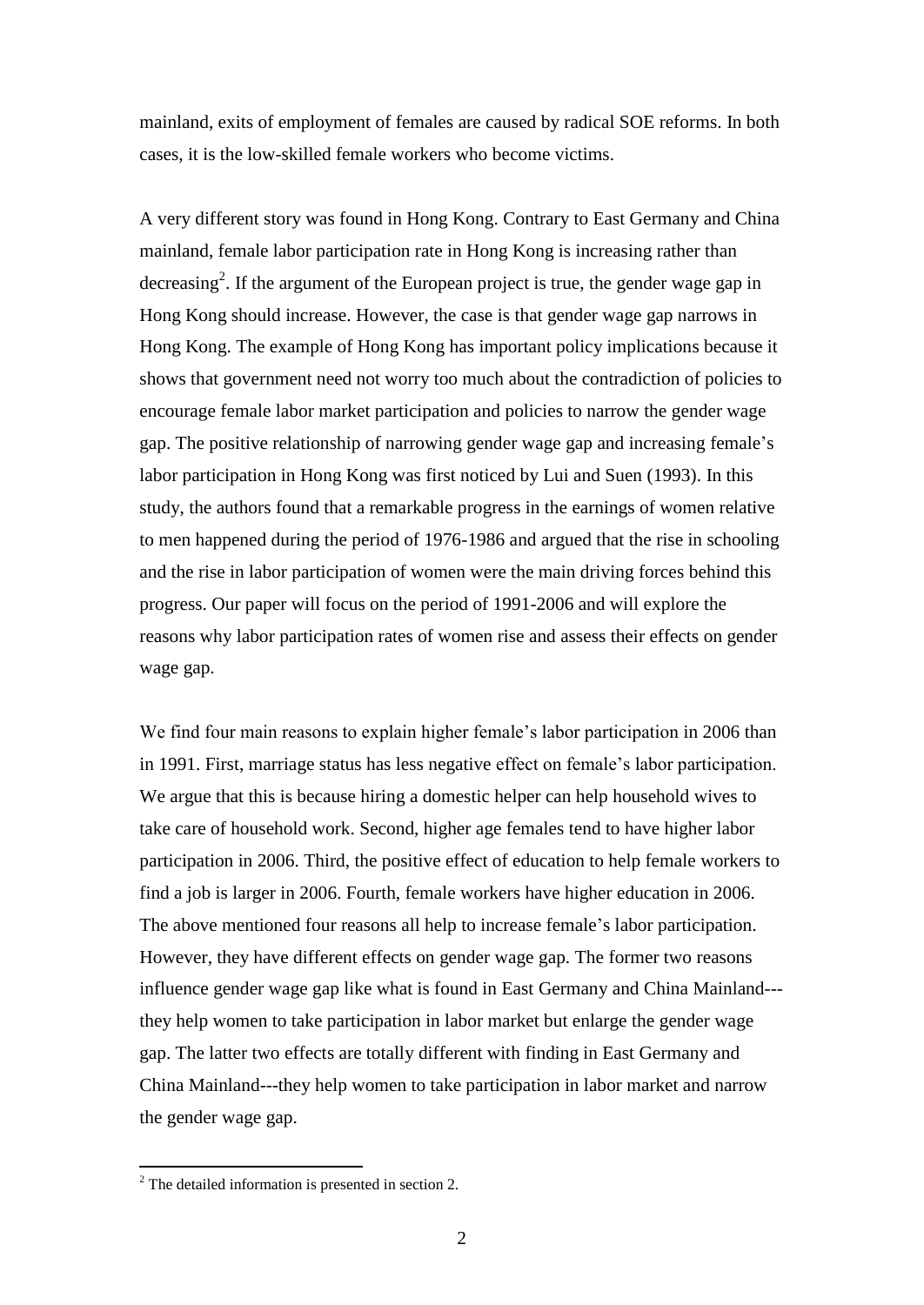mainland, exits of employment of females are caused by radical SOE reforms. In both cases, it is the low-skilled female workers who become victims.

A very different story was found in Hong Kong. Contrary to East Germany and China mainland, female labor participation rate in Hong Kong is increasing rather than decreasing[2]. If the argument of the European project is true, the gender wage gap in Hong Kong should increase. However, the case is that gender wage gap narrows in Hong Kong. The example of Hong Kong has important policy implications because it shows that government need not worry too much about the contradiction of policies to encourage female labor market participation and policies to narrow the gender wage gap. The positive relationship of narrowing gender wage gap and increasing female's labor participation in Hong Kong was first noticed by Lui and Suen (1993). In this study, the authors found that a remarkable progress in the earnings of women relative to men happened during the period of 1976-1986 and argued that the rise in schooling and the rise in labor participation of women were the main driving forces behind this progress. Our paper will focus on the period of 1991-2006 and will explore the reasons why labor participation rates of women rise and assess their effects on gender wage gap.

We find four main reasons to explain higher female's labor participation in 2006 than in 1991. First, marriage status has less negative effect on female's labor participation. We argue that this is because hiring a domestic helper can help household wives to take care of household work. Second, higher age females tend to have higher labor participation in 2006. Third, the positive effect of education to help female workers to find a job is larger in 2006. Fourth, female workers have higher education in 2006. The above mentioned four reasons all help to increase female's labor participation. However, they have different effects on gender wage gap. The former two reasons influence gender wage gap like what is found in East Germany and China Mainland---they help women to take participation in labor market but enlarge the gender wage gap. The latter two effects are totally different with finding in East Germany and China Mainland---they help women to take participation in labor market and narrow the gender wage gap.

[2] The detailed information is presented in section 2.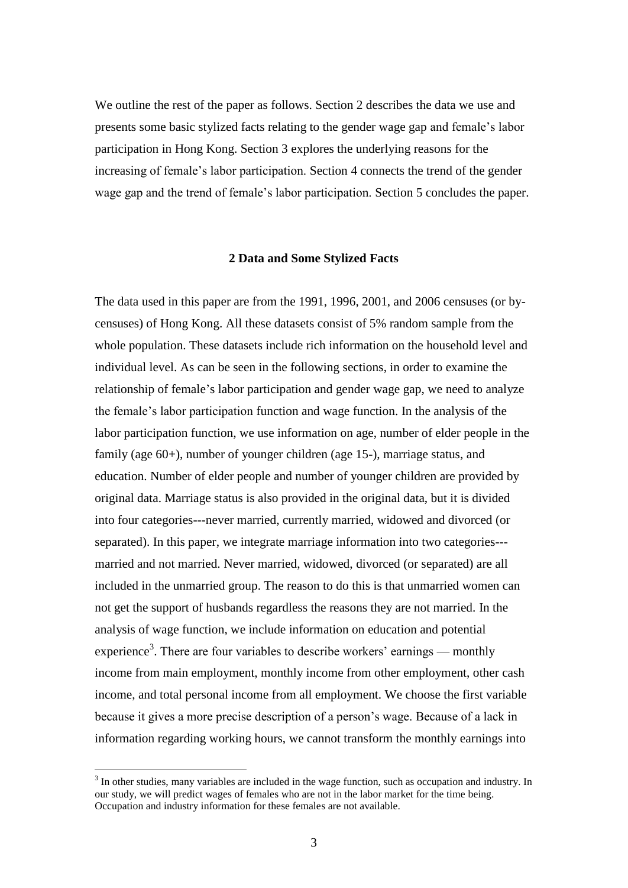We outline the rest of the paper as follows. Section 2 describes the data we use and presents some basic stylized facts relating to the gender wage gap and female's labor participation in Hong Kong. Section 3 explores the underlying reasons for the increasing of female's labor participation. Section 4 connects the trend of the gender wage gap and the trend of female's labor participation. Section 5 concludes the paper.

## 2 Data and Some Stylized Facts

The data used in this paper are from the 1991, 1996, 2001, and 2006 censuses (or by-censuses) of Hong Kong. All these datasets consist of 5% random sample from the whole population. These datasets include rich information on the household level and individual level. As can be seen in the following sections, in order to examine the relationship of female's labor participation and gender wage gap, we need to analyze the female's labor participation function and wage function. In the analysis of the labor participation function, we use information on age, number of elder people in the family (age 60+), number of younger children (age 15-), marriage status, and education. Number of elder people and number of younger children are provided by original data. Marriage status is also provided in the original data, but it is divided into four categories---never married, currently married, widowed and divorced (or separated). In this paper, we integrate marriage information into two categories---married and not married. Never married, widowed, divorced (or separated) are all included in the unmarried group. The reason to do this is that unmarried women can not get the support of husbands regardless the reasons they are not married. In the analysis of wage function, we include information on education and potential experience[3]. There are four variables to describe workers' earnings — monthly income from main employment, monthly income from other employment, other cash income, and total personal income from all employment. We choose the first variable because it gives a more precise description of a person's wage. Because of a lack in information regarding working hours, we cannot transform the monthly earnings into

[3] In other studies, many variables are included in the wage function, such as occupation and industry. In our study, we will predict wages of females who are not in the labor market for the time being. Occupation and industry information for these females are not available.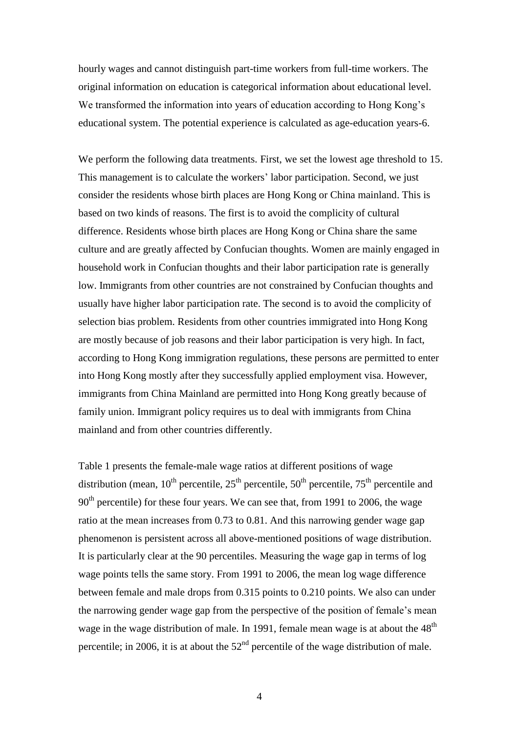hourly wages and cannot distinguish part-time workers from full-time workers. The original information on education is categorical information about educational level. We transformed the information into years of education according to Hong Kong's educational system. The potential experience is calculated as age-education years-6.

We perform the following data treatments. First, we set the lowest age threshold to 15. This management is to calculate the workers' labor participation. Second, we just consider the residents whose birth places are Hong Kong or China mainland. This is based on two kinds of reasons. The first is to avoid the complicity of cultural difference. Residents whose birth places are Hong Kong or China share the same culture and are greatly affected by Confucian thoughts. Women are mainly engaged in household work in Confucian thoughts and their labor participation rate is generally low. Immigrants from other countries are not constrained by Confucian thoughts and usually have higher labor participation rate. The second is to avoid the complicity of selection bias problem. Residents from other countries immigrated into Hong Kong are mostly because of job reasons and their labor participation is very high. In fact, according to Hong Kong immigration regulations, these persons are permitted to enter into Hong Kong mostly after they successfully applied employment visa. However, immigrants from China Mainland are permitted into Hong Kong greatly because of family union. Immigrant policy requires us to deal with immigrants from China mainland and from other countries differently.

Table 1 presents the female-male wage ratios at different positions of wage distribution (mean, 10th percentile, 25th percentile, 50th percentile, 75th percentile and 90th percentile) for these four years. We can see that, from 1991 to 2006, the wage ratio at the mean increases from 0.73 to 0.81. And this narrowing gender wage gap phenomenon is persistent across all above-mentioned positions of wage distribution. It is particularly clear at the 90 percentiles. Measuring the wage gap in terms of log wage points tells the same story. From 1991 to 2006, the mean log wage difference between female and male drops from 0.315 points to 0.210 points. We also can under the narrowing gender wage gap from the perspective of the position of female's mean wage in the wage distribution of male. In 1991, female mean wage is at about the 48th percentile; in 2006, it is at about the 52nd percentile of the wage distribution of male.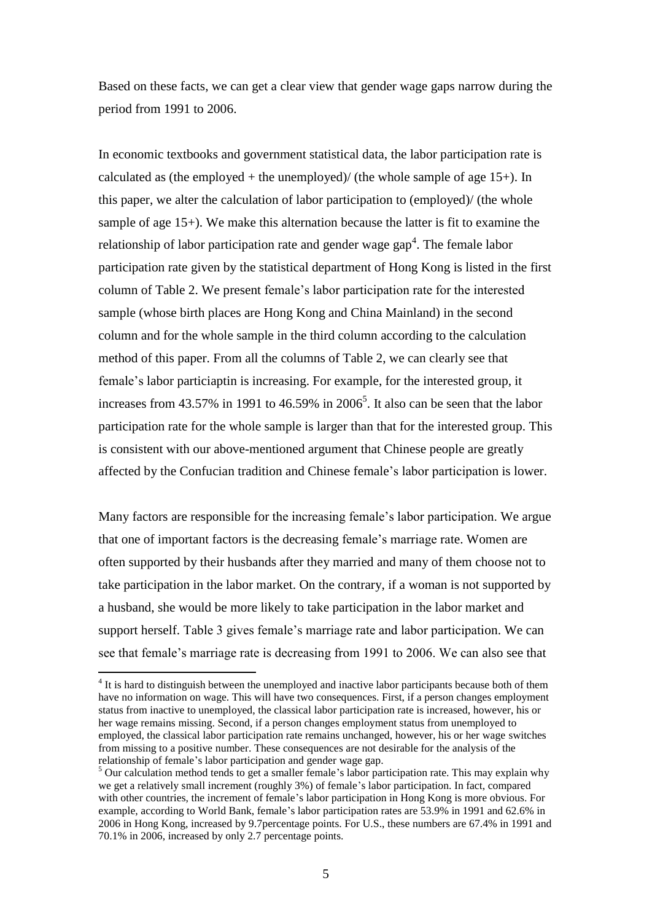Based on these facts, we can get a clear view that gender wage gaps narrow during the period from 1991 to 2006.

In economic textbooks and government statistical data, the labor participation rate is calculated as (the employed + the unemployed)/ (the whole sample of age 15+). In this paper, we alter the calculation of labor participation to (employed)/ (the whole sample of age 15+). We make this alternation because the latter is fit to examine the relationship of labor participation rate and gender wage gap[4]. The female labor participation rate given by the statistical department of Hong Kong is listed in the first column of Table 2. We present female's labor participation rate for the interested sample (whose birth places are Hong Kong and China Mainland) in the second column and for the whole sample in the third column according to the calculation method of this paper. From all the columns of Table 2, we can clearly see that female's labor particiaptin is increasing. For example, for the interested group, it increases from 43.57% in 1991 to 46.59% in 2006[5]. It also can be seen that the labor participation rate for the whole sample is larger than that for the interested group. This is consistent with our above-mentioned argument that Chinese people are greatly affected by the Confucian tradition and Chinese female's labor participation is lower.

Many factors are responsible for the increasing female's labor participation. We argue that one of important factors is the decreasing female's marriage rate. Women are often supported by their husbands after they married and many of them choose not to take participation in the labor market. On the contrary, if a woman is not supported by a husband, she would be more likely to take participation in the labor market and support herself. Table 3 gives female's marriage rate and labor participation. We can see that female's marriage rate is decreasing from 1991 to 2006. We can also see that

[4] It is hard to distinguish between the unemployed and inactive labor participants because both of them have no information on wage. This will have two consequences. First, if a person changes employment status from inactive to unemployed, the classical labor participation rate is increased, however, his or her wage remains missing. Second, if a person changes employment status from unemployed to employed, the classical labor participation rate remains unchanged, however, his or her wage switches from missing to a positive number. These consequences are not desirable for the analysis of the relationship of female's labor participation and gender wage gap.

[5] Our calculation method tends to get a smaller female's labor participation rate. This may explain why we get a relatively small increment (roughly 3%) of female's labor participation. In fact, compared with other countries, the increment of female's labor participation in Hong Kong is more obvious. For example, according to World Bank, female's labor participation rates are 53.9% in 1991 and 62.6% in 2006 in Hong Kong, increased by 9.7percentage points. For U.S., these numbers are 67.4% in 1991 and 70.1% in 2006, increased by only 2.7 percentage points.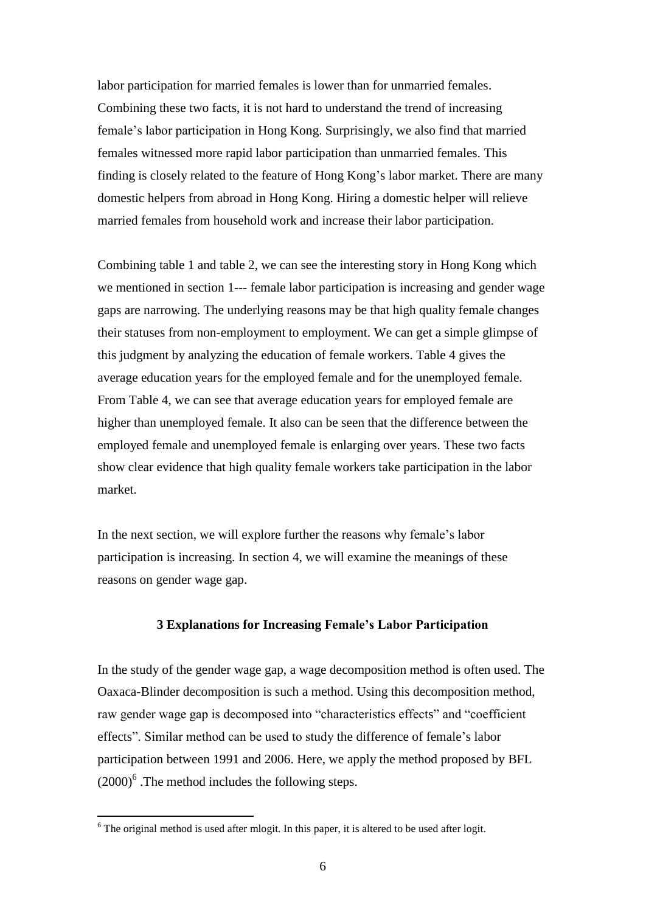labor participation for married females is lower than for unmarried females. Combining these two facts, it is not hard to understand the trend of increasing female's labor participation in Hong Kong. Surprisingly, we also find that married females witnessed more rapid labor participation than unmarried females. This finding is closely related to the feature of Hong Kong's labor market. There are many domestic helpers from abroad in Hong Kong. Hiring a domestic helper will relieve married females from household work and increase their labor participation.

Combining table 1 and table 2, we can see the interesting story in Hong Kong which we mentioned in section 1--- female labor participation is increasing and gender wage gaps are narrowing. The underlying reasons may be that high quality female changes their statuses from non-employment to employment. We can get a simple glimpse of this judgment by analyzing the education of female workers. Table 4 gives the average education years for the employed female and for the unemployed female. From Table 4, we can see that average education years for employed female are higher than unemployed female. It also can be seen that the difference between the employed female and unemployed female is enlarging over years. These two facts show clear evidence that high quality female workers take participation in the labor market.

In the next section, we will explore further the reasons why female's labor participation is increasing. In section 4, we will examine the meanings of these reasons on gender wage gap.

### 3 Explanations for Increasing Female's Labor Participation

In the study of the gender wage gap, a wage decomposition method is often used. The Oaxaca-Blinder decomposition is such a method. Using this decomposition method, raw gender wage gap is decomposed into "characteristics effects" and "coefficient effects". Similar method can be used to study the difference of female's labor participation between 1991 and 2006. Here, we apply the method proposed by BFL (2000)[6] .The method includes the following steps.

[6] The original method is used after mlogit. In this paper, it is altered to be used after logit.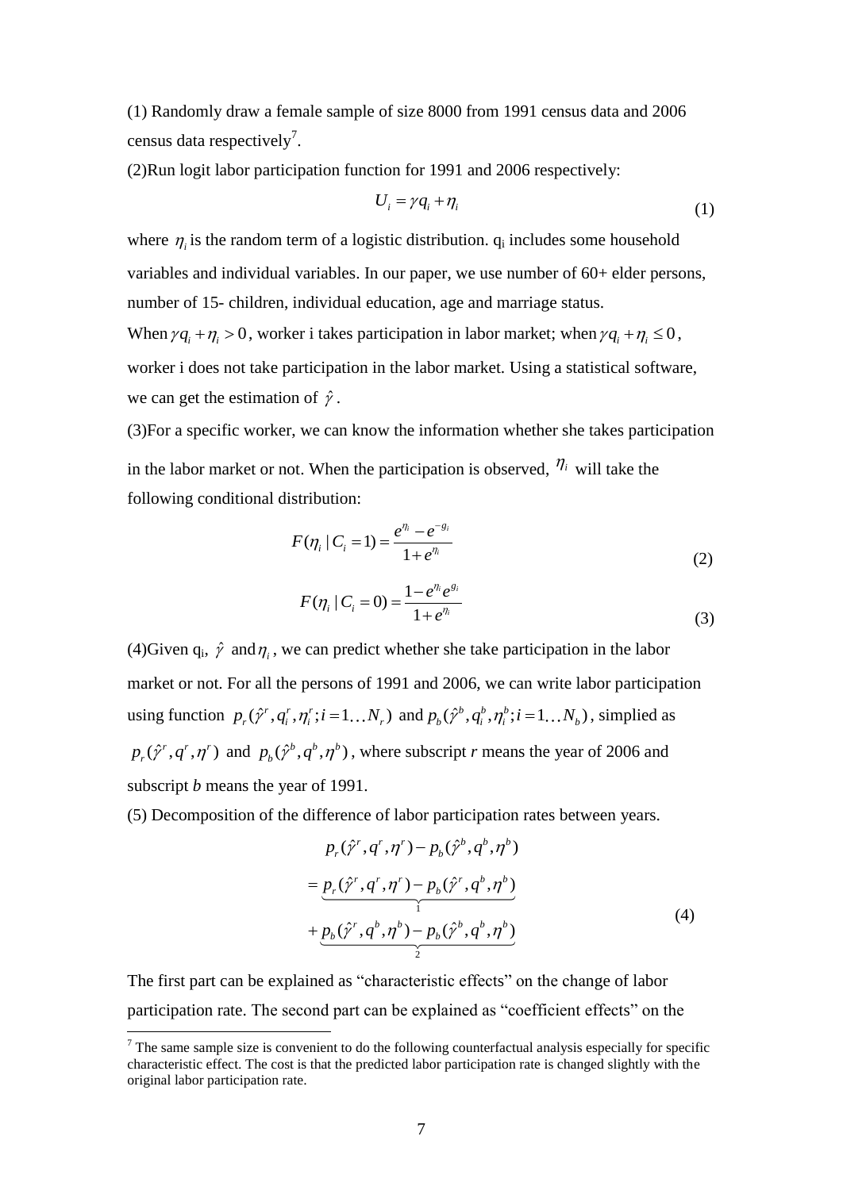(1) Randomly draw a female sample of size 8000 from 1991 census data and 2006 census data respectively[7].

(2)Run logit labor participation function for 1991 and 2006 respectively:

$$U_i = \gamma q_i + \eta_i \tag{1}$$

where $\eta_i$ is the random term of a logistic distribution. $q_i$ includes some household variables and individual variables. In our paper, we use number of 60+ elder persons, number of 15- children, individual education, age and marriage status.

When $\gamma q_i + \eta_i > 0$, worker i takes participation in labor market; when $\gamma q_i + \eta_i \leq 0$, worker i does not take participation in the labor market. Using a statistical software, we can get the estimation of $\hat{\gamma}$.

(3)For a specific worker, we can know the information whether she takes participation in the labor market or not. When the participation is observed, $\eta_i$ will take the following conditional distribution:

$$F(\eta_i \mid C_i = 1) = \frac{e^{\eta_i} - e^{-g_i}}{1 + e^{\eta_i}} \tag{2}$$

$$F(\eta_i \mid C_i = 0) = \frac{1 - e^{\eta_i} e^{g_i}}{1 + e^{\eta_i}} \tag{3}$$

(4)Given $q_i$, $\hat{\gamma}$ and $\eta_i$, we can predict whether she take participation in the labor market or not. For all the persons of 1991 and 2006, we can write labor participation using function $p_r(\hat{\gamma}^r, q_i^r, \eta_i^r; i = 1 \ldots N_r)$ and $p_b(\hat{\gamma}^b, q_i^b, \eta_i^b; i = 1 \ldots N_b)$, simplied as $p_r(\hat{\gamma}^r, q^r, \eta^r)$ and $p_b(\hat{\gamma}^b, q^b, \eta^b)$, where subscript *r* means the year of 2006 and subscript *b* means the year of 1991.

(5) Decomposition of the difference of labor participation rates between years.

$$\begin{aligned} & p_r(\hat{\gamma}^r, q^r, \eta^r) - p_b(\hat{\gamma}^b, q^b, \eta^b) \\ &= \underbrace{p_r(\hat{\gamma}^r, q^r, \eta^r) - p_b(\hat{\gamma}^r, q^b, \eta^b)}_{1} \\ &+ \underbrace{p_b(\hat{\gamma}^r, q^b, \eta^b) - p_b(\hat{\gamma}^b, q^b, \eta^b)}_{2} \end{aligned} \tag{4}$$

The first part can be explained as "characteristic effects" on the change of labor participation rate. The second part can be explained as "coefficient effects" on the

[7] The same sample size is convenient to do the following counterfactual analysis especially for specific characteristic effect. The cost is that the predicted labor participation rate is changed slightly with the original labor participation rate.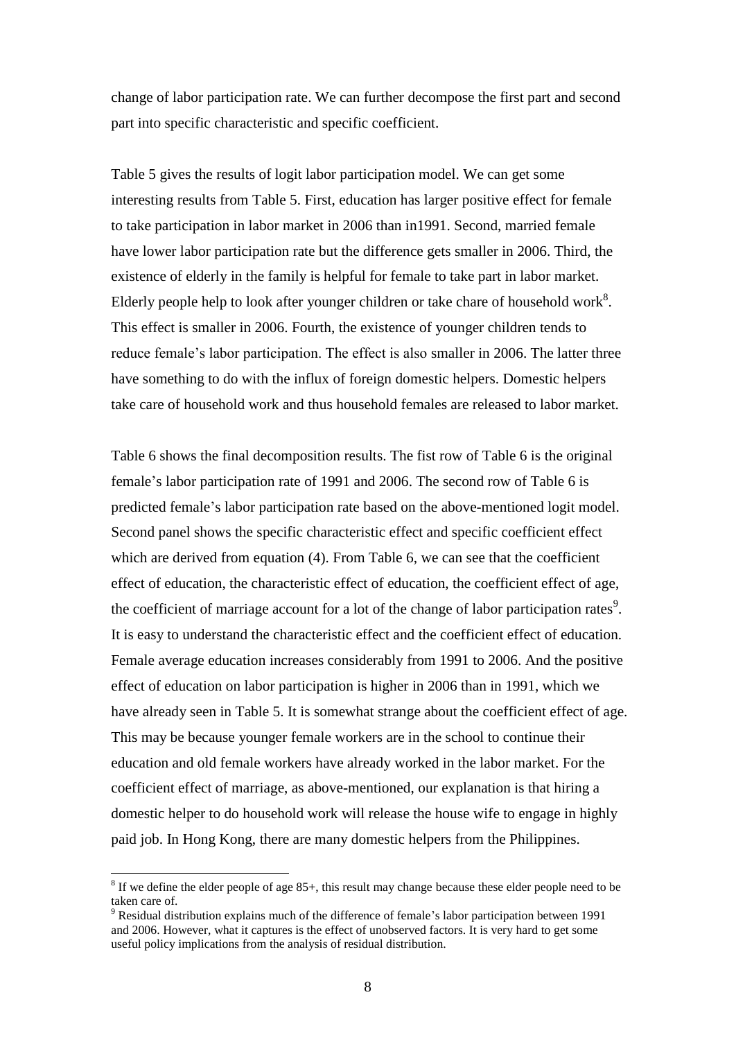change of labor participation rate. We can further decompose the first part and second part into specific characteristic and specific coefficient.

Table 5 gives the results of logit labor participation model. We can get some interesting results from Table 5. First, education has larger positive effect for female to take participation in labor market in 2006 than in1991. Second, married female have lower labor participation rate but the difference gets smaller in 2006. Third, the existence of elderly in the family is helpful for female to take part in labor market. Elderly people help to look after younger children or take chare of household work[8]. This effect is smaller in 2006. Fourth, the existence of younger children tends to reduce female's labor participation. The effect is also smaller in 2006. The latter three have something to do with the influx of foreign domestic helpers. Domestic helpers take care of household work and thus household females are released to labor market.

Table 6 shows the final decomposition results. The fist row of Table 6 is the original female's labor participation rate of 1991 and 2006. The second row of Table 6 is predicted female's labor participation rate based on the above-mentioned logit model. Second panel shows the specific characteristic effect and specific coefficient effect which are derived from equation (4). From Table 6, we can see that the coefficient effect of education, the characteristic effect of education, the coefficient effect of age, the coefficient of marriage account for a lot of the change of labor participation rates[9]. It is easy to understand the characteristic effect and the coefficient effect of education. Female average education increases considerably from 1991 to 2006. And the positive effect of education on labor participation is higher in 2006 than in 1991, which we have already seen in Table 5. It is somewhat strange about the coefficient effect of age. This may be because younger female workers are in the school to continue their education and old female workers have already worked in the labor market. For the coefficient effect of marriage, as above-mentioned, our explanation is that hiring a domestic helper to do household work will release the house wife to engage in highly paid job. In Hong Kong, there are many domestic helpers from the Philippines.

[8] If we define the elder people of age 85+, this result may change because these elder people need to be taken care of.

[9] Residual distribution explains much of the difference of female's labor participation between 1991 and 2006. However, what it captures is the effect of unobserved factors. It is very hard to get some useful policy implications from the analysis of residual distribution.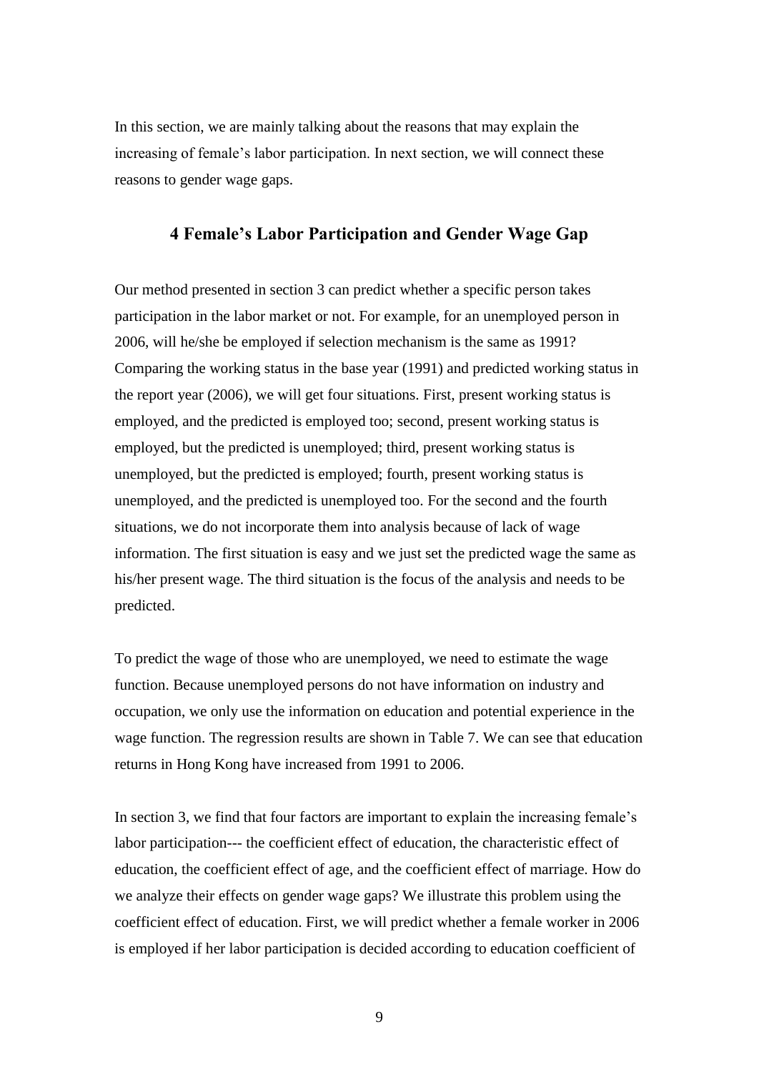In this section, we are mainly talking about the reasons that may explain the increasing of female's labor participation. In next section, we will connect these reasons to gender wage gaps.

## 4 Female's Labor Participation and Gender Wage Gap

Our method presented in section 3 can predict whether a specific person takes participation in the labor market or not. For example, for an unemployed person in 2006, will he/she be employed if selection mechanism is the same as 1991? Comparing the working status in the base year (1991) and predicted working status in the report year (2006), we will get four situations. First, present working status is employed, and the predicted is employed too; second, present working status is employed, but the predicted is unemployed; third, present working status is unemployed, but the predicted is employed; fourth, present working status is unemployed, and the predicted is unemployed too. For the second and the fourth situations, we do not incorporate them into analysis because of lack of wage information. The first situation is easy and we just set the predicted wage the same as his/her present wage. The third situation is the focus of the analysis and needs to be predicted.

To predict the wage of those who are unemployed, we need to estimate the wage function. Because unemployed persons do not have information on industry and occupation, we only use the information on education and potential experience in the wage function. The regression results are shown in Table 7. We can see that education returns in Hong Kong have increased from 1991 to 2006.

In section 3, we find that four factors are important to explain the increasing female's labor participation--- the coefficient effect of education, the characteristic effect of education, the coefficient effect of age, and the coefficient effect of marriage. How do we analyze their effects on gender wage gaps? We illustrate this problem using the coefficient effect of education. First, we will predict whether a female worker in 2006 is employed if her labor participation is decided according to education coefficient of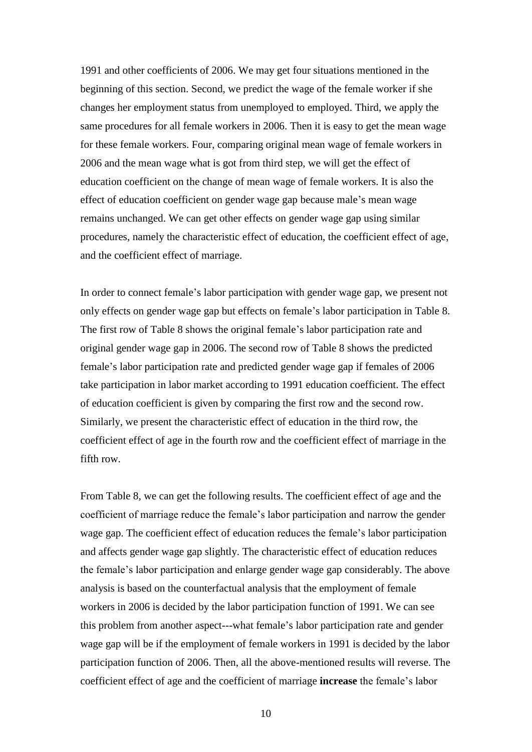1991 and other coefficients of 2006. We may get four situations mentioned in the beginning of this section. Second, we predict the wage of the female worker if she changes her employment status from unemployed to employed. Third, we apply the same procedures for all female workers in 2006. Then it is easy to get the mean wage for these female workers. Four, comparing original mean wage of female workers in 2006 and the mean wage what is got from third step, we will get the effect of education coefficient on the change of mean wage of female workers. It is also the effect of education coefficient on gender wage gap because male's mean wage remains unchanged. We can get other effects on gender wage gap using similar procedures, namely the characteristic effect of education, the coefficient effect of age, and the coefficient effect of marriage.

In order to connect female's labor participation with gender wage gap, we present not only effects on gender wage gap but effects on female's labor participation in Table 8. The first row of Table 8 shows the original female's labor participation rate and original gender wage gap in 2006. The second row of Table 8 shows the predicted female's labor participation rate and predicted gender wage gap if females of 2006 take participation in labor market according to 1991 education coefficient. The effect of education coefficient is given by comparing the first row and the second row. Similarly, we present the characteristic effect of education in the third row, the coefficient effect of age in the fourth row and the coefficient effect of marriage in the fifth row.

From Table 8, we can get the following results. The coefficient effect of age and the coefficient of marriage reduce the female's labor participation and narrow the gender wage gap. The coefficient effect of education reduces the female's labor participation and affects gender wage gap slightly. The characteristic effect of education reduces the female's labor participation and enlarge gender wage gap considerably. The above analysis is based on the counterfactual analysis that the employment of female workers in 2006 is decided by the labor participation function of 1991. We can see this problem from another aspect---what female's labor participation rate and gender wage gap will be if the employment of female workers in 1991 is decided by the labor participation function of 2006. Then, all the above-mentioned results will reverse. The coefficient effect of age and the coefficient of marriage **increase** the female's labor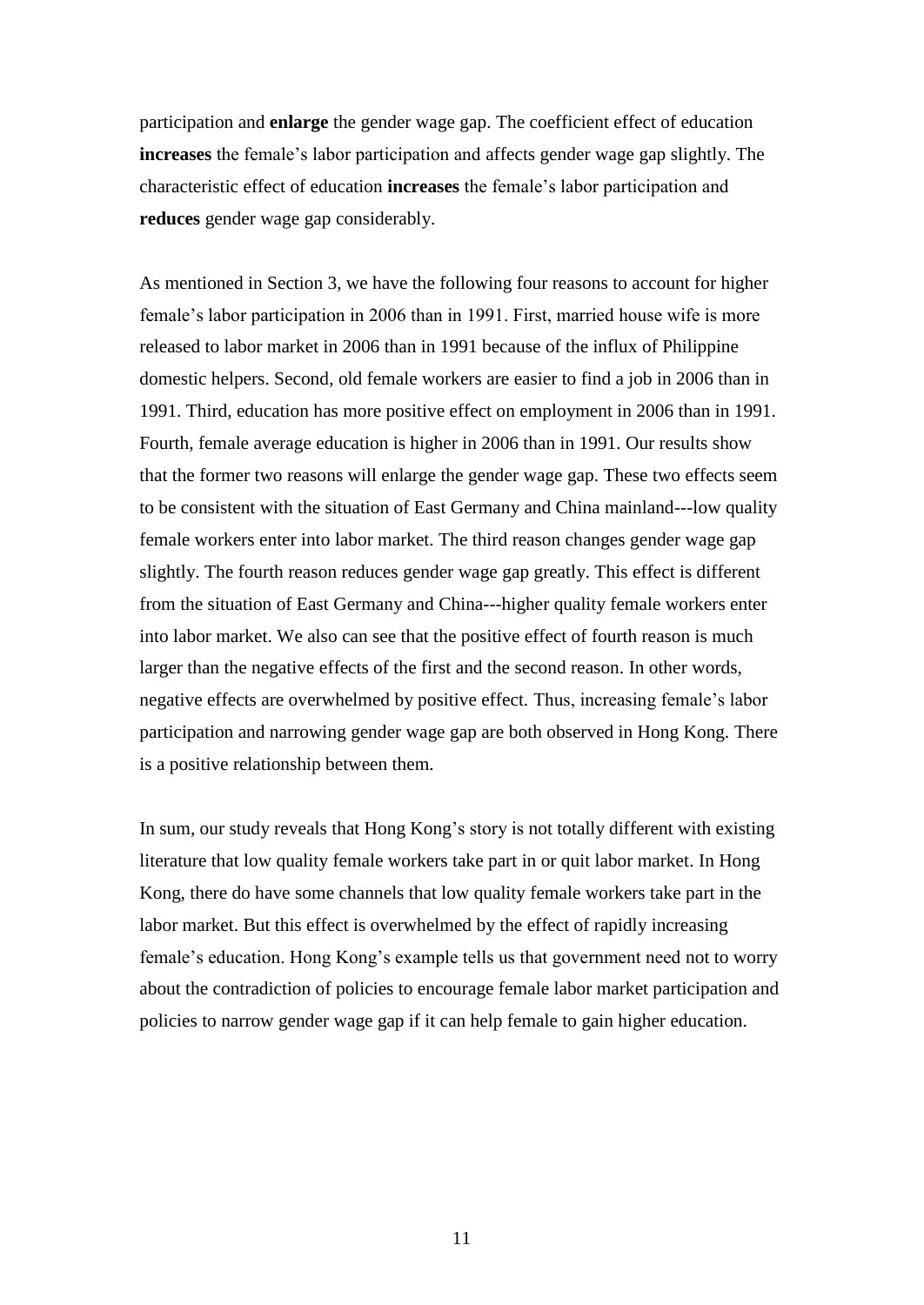participation and **enlarge** the gender wage gap. The coefficient effect of education **increases** the female's labor participation and affects gender wage gap slightly. The characteristic effect of education **increases** the female's labor participation and **reduces** gender wage gap considerably.

As mentioned in Section 3, we have the following four reasons to account for higher female's labor participation in 2006 than in 1991. First, married house wife is more released to labor market in 2006 than in 1991 because of the influx of Philippine domestic helpers. Second, old female workers are easier to find a job in 2006 than in 1991. Third, education has more positive effect on employment in 2006 than in 1991. Fourth, female average education is higher in 2006 than in 1991. Our results show that the former two reasons will enlarge the gender wage gap. These two effects seem to be consistent with the situation of East Germany and China mainland---low quality female workers enter into labor market. The third reason changes gender wage gap slightly. The fourth reason reduces gender wage gap greatly. This effect is different from the situation of East Germany and China---higher quality female workers enter into labor market. We also can see that the positive effect of fourth reason is much larger than the negative effects of the first and the second reason. In other words, negative effects are overwhelmed by positive effect. Thus, increasing female's labor participation and narrowing gender wage gap are both observed in Hong Kong. There is a positive relationship between them.

In sum, our study reveals that Hong Kong's story is not totally different with existing literature that low quality female workers take part in or quit labor market. In Hong Kong, there do have some channels that low quality female workers take part in the labor market. But this effect is overwhelmed by the effect of rapidly increasing female's education. Hong Kong's example tells us that government need not to worry about the contradiction of policies to encourage female labor market participation and policies to narrow gender wage gap if it can help female to gain higher education.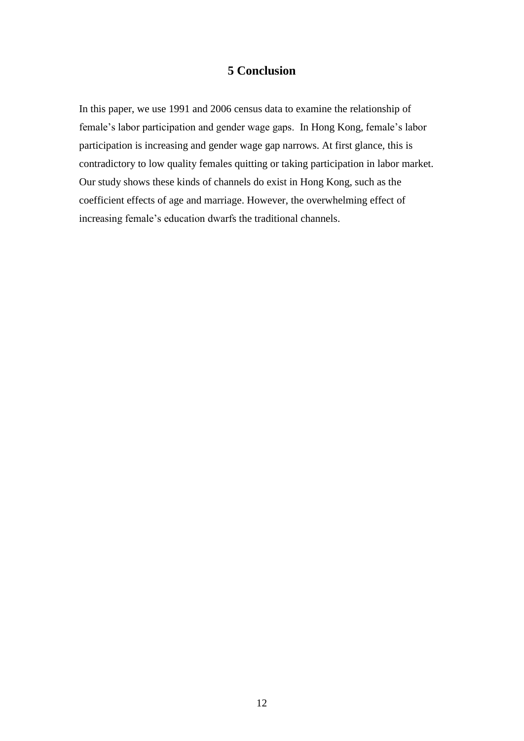## 5 Conclusion

In this paper, we use 1991 and 2006 census data to examine the relationship of female's labor participation and gender wage gaps. In Hong Kong, female's labor participation is increasing and gender wage gap narrows. At first glance, this is contradictory to low quality females quitting or taking participation in labor market. Our study shows these kinds of channels do exist in Hong Kong, such as the coefficient effects of age and marriage. However, the overwhelming effect of increasing female's education dwarfs the traditional channels.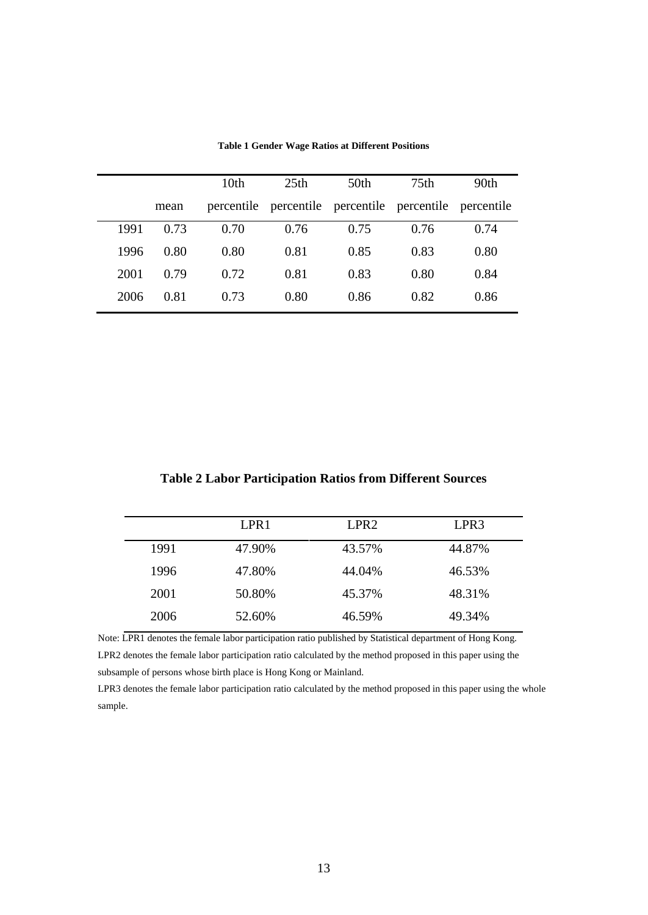**Table 1 Gender Wage Ratios at Different Positions**

| | mean | 10th percentile | 25th percentile | 50th percentile | 75th percentile | 90th percentile |
|---|---|---|---|---|---|---|
| 1991 | 0.73 | 0.70 | 0.76 | 0.75 | 0.76 | 0.74 |
| 1996 | 0.80 | 0.80 | 0.81 | 0.85 | 0.83 | 0.80 |
| 2001 | 0.79 | 0.72 | 0.81 | 0.83 | 0.80 | 0.84 |
| 2006 | 0.81 | 0.73 | 0.80 | 0.86 | 0.82 | 0.86 |

**Table 2 Labor Participation Ratios from Different Sources**

| | LPR1 | LPR2 | LPR3 |
|---|---|---|---|
| 1991 | 47.90% | 43.57% | 44.87% |
| 1996 | 47.80% | 44.04% | 46.53% |
| 2001 | 50.80% | 45.37% | 48.31% |
| 2006 | 52.60% | 46.59% | 49.34% |

Note: LPR1 denotes the female labor participation ratio published by Statistical department of Hong Kong.

LPR2 denotes the female labor participation ratio calculated by the method proposed in this paper using the subsample of persons whose birth place is Hong Kong or Mainland.

LPR3 denotes the female labor participation ratio calculated by the method proposed in this paper using the whole sample.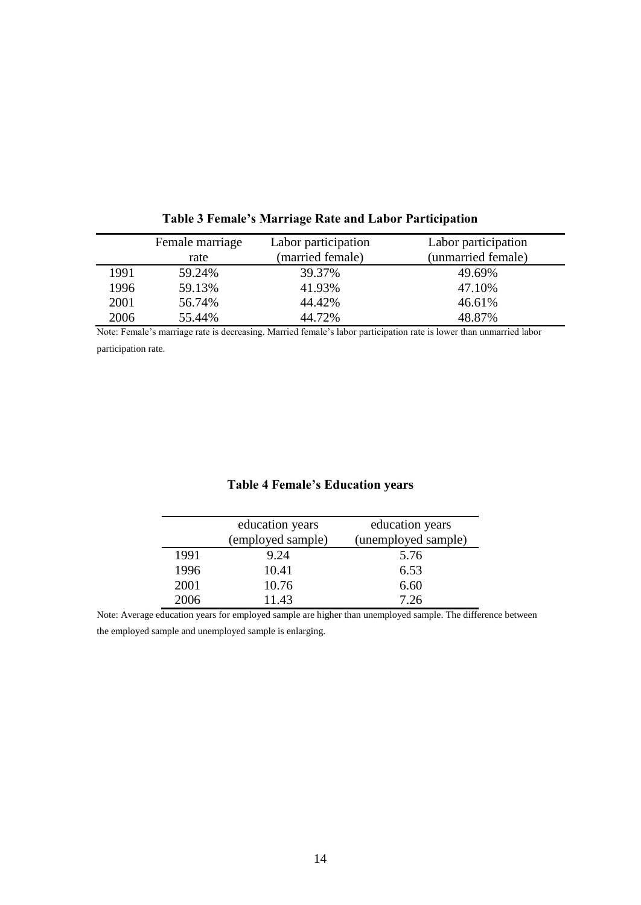**Table 3 Female's Marriage Rate and Labor Participation**

| | Female marriage rate | Labor participation (married female) | Labor participation (unmarried female) |
|---|---|---|---|
| 1991 | 59.24% | 39.37% | 49.69% |
| 1996 | 59.13% | 41.93% | 47.10% |
| 2001 | 56.74% | 44.42% | 46.61% |
| 2006 | 55.44% | 44.72% | 48.87% |

Note: Female's marriage rate is decreasing. Married female's labor participation rate is lower than unmarried labor participation rate.

**Table 4 Female's Education years**

| | education years (employed sample) | education years (unemployed sample) |
|---|---|---|
| 1991 | 9.24 | 5.76 |
| 1996 | 10.41 | 6.53 |
| 2001 | 10.76 | 6.60 |
| 2006 | 11.43 | 7.26 |

Note: Average education years for employed sample are higher than unemployed sample. The difference between the employed sample and unemployed sample is enlarging.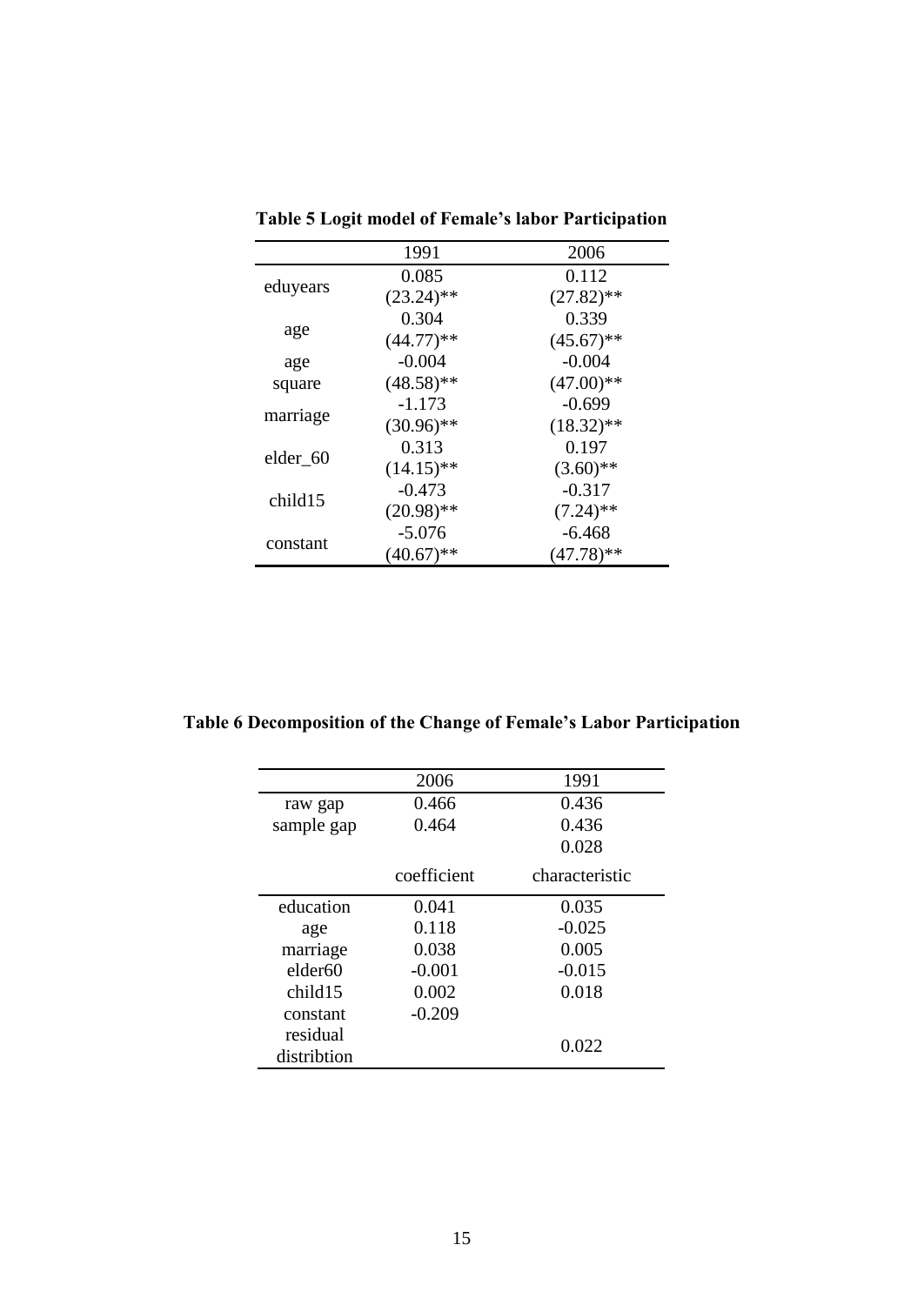**Table 5 Logit model of Female's labor Participation**

| | 1991 | 2006 |
|---|---|---|
| eduyears | 0.085 | 0.112 |
| | (23.24)** | (27.82)** |
| age | 0.304 | 0.339 |
| | (44.77)** | (45.67)** |
| age square | -0.004 | -0.004 |
| | (48.58)** | (47.00)** |
| marriage | -1.173 | -0.699 |
| | (30.96)** | (18.32)** |
| elder_60 | 0.313 | 0.197 |
| | (14.15)** | (3.60)** |
| child15 | -0.473 | -0.317 |
| | (20.98)** | (7.24)** |
| constant | -5.076 | -6.468 |
| | (40.67)** | (47.78)** |

**Table 6 Decomposition of the Change of Female's Labor Participation**

| | 2006 | 1991 |
|---|---|---|
| raw gap | 0.466 | 0.436 |
| sample gap | 0.464 | 0.436 |
| | | 0.028 |
| | coefficient | characteristic |
| education | 0.041 | 0.035 |
| age | 0.118 | -0.025 |
| marriage | 0.038 | 0.005 |
| elder60 | -0.001 | -0.015 |
| child15 | 0.002 | 0.018 |
| constant | -0.209 | |
| residual distribtion | | 0.022 |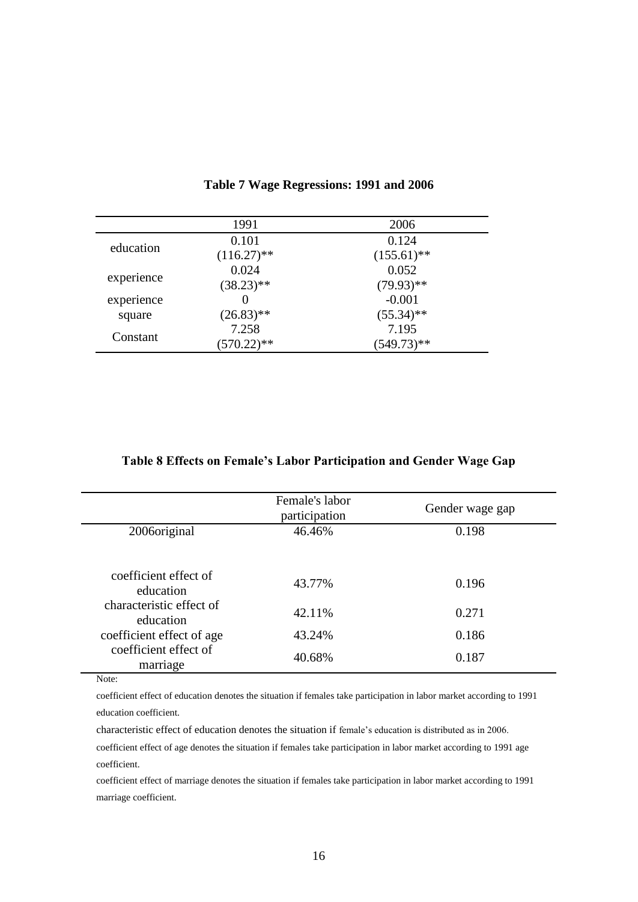**Table 7 Wage Regressions: 1991 and 2006**

| | 1991 | 2006 |
|---|---|---|
| education | 0.101 | 0.124 |
| | (116.27)** | (155.61)** |
| experience | 0.024 | 0.052 |
| | (38.23)** | (79.93)** |
| experience square | 0 | -0.001 |
| | (26.83)** | (55.34)** |
| Constant | 7.258 | 7.195 |
| | (570.22)** | (549.73)** |

**Table 8 Effects on Female's Labor Participation and Gender Wage Gap**

| | Female's labor participation | Gender wage gap |
|---|---|---|
| 2006original | 46.46% | 0.198 |
| coefficient effect of education | 43.77% | 0.196 |
| characteristic effect of education | 42.11% | 0.271 |
| coefficient effect of age | 43.24% | 0.186 |
| coefficient effect of marriage | 40.68% | 0.187 |

Note:

coefficient effect of education denotes the situation if females take participation in labor market according to 1991 education coefficient.

characteristic effect of education denotes the situation if female's education is distributed as in 2006.

coefficient effect of age denotes the situation if females take participation in labor market according to 1991 age coefficient.

coefficient effect of marriage denotes the situation if females take participation in labor market according to 1991 marriage coefficient.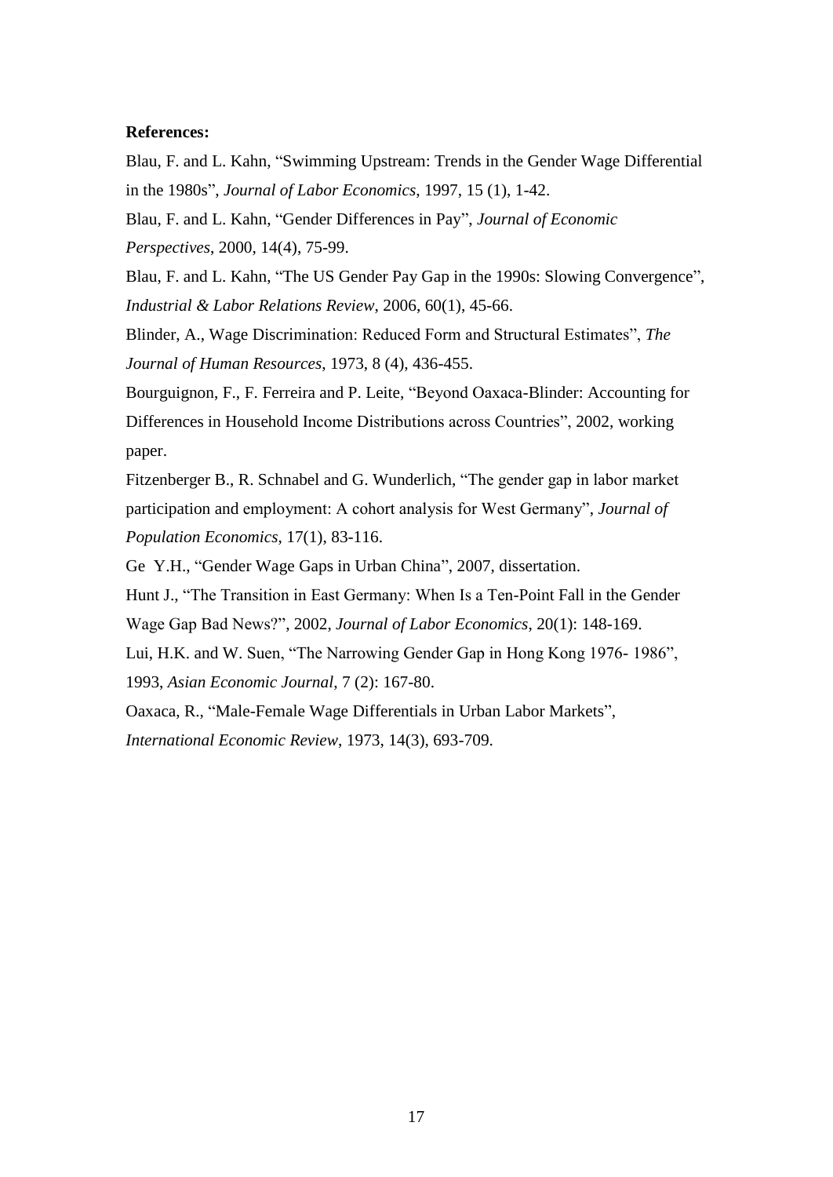**References:**

Blau, F. and L. Kahn, "Swimming Upstream: Trends in the Gender Wage Differential in the 1980s", *Journal of Labor Economics*, 1997, 15 (1), 1-42.

Blau, F. and L. Kahn, "Gender Differences in Pay", *Journal of Economic Perspectives*, 2000, 14(4), 75-99.

Blau, F. and L. Kahn, "The US Gender Pay Gap in the 1990s: Slowing Convergence", *Industrial & Labor Relations Review*, 2006, 60(1), 45-66.

Blinder, A., Wage Discrimination: Reduced Form and Structural Estimates", *The Journal of Human Resources*, 1973, 8 (4), 436-455.

Bourguignon, F., F. Ferreira and P. Leite, "Beyond Oaxaca-Blinder: Accounting for Differences in Household Income Distributions across Countries", 2002, working paper.

Fitzenberger B., R. Schnabel and G. Wunderlich, "The gender gap in labor market participation and employment: A cohort analysis for West Germany", *Journal of Population Economics*, 17(1), 83-116.

Ge Y.H., "Gender Wage Gaps in Urban China", 2007, dissertation.

Hunt J., "The Transition in East Germany: When Is a Ten-Point Fall in the Gender Wage Gap Bad News?", 2002, *Journal of Labor Economics*, 20(1): 148-169.

Lui, H.K. and W. Suen, "The Narrowing Gender Gap in Hong Kong 1976- 1986", 1993, *Asian Economic Journal*, 7 (2): 167-80.

Oaxaca, R., "Male-Female Wage Differentials in Urban Labor Markets", *International Economic Review*, 1973, 14(3), 693-709.